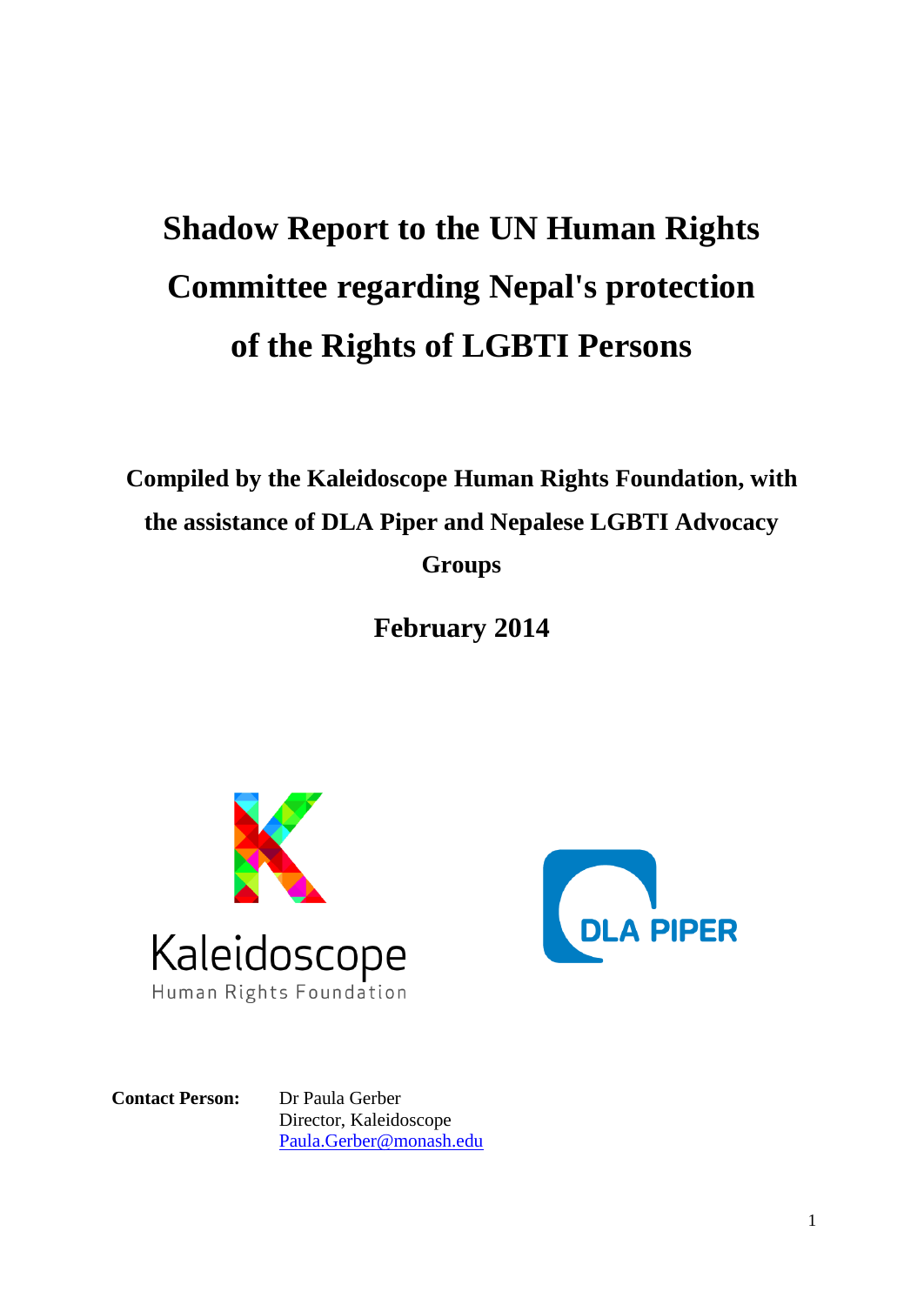# Shadow Report to the UN Human Rights Committee regarding Nepal's protection of the Rights of LGBTI Persons

**Compiled by the Kaleidoscope Human Rights Foundation, with the assistance of DLA Piper and Nepalese LGBTI Advocacy Groups**

**February 2014**

Kaleidoscope
Human Rights Foundation

DLA PIPER

**Contact Person:** Dr Paula Gerber
Director, Kaleidoscope
Paula.Gerber@monash.edu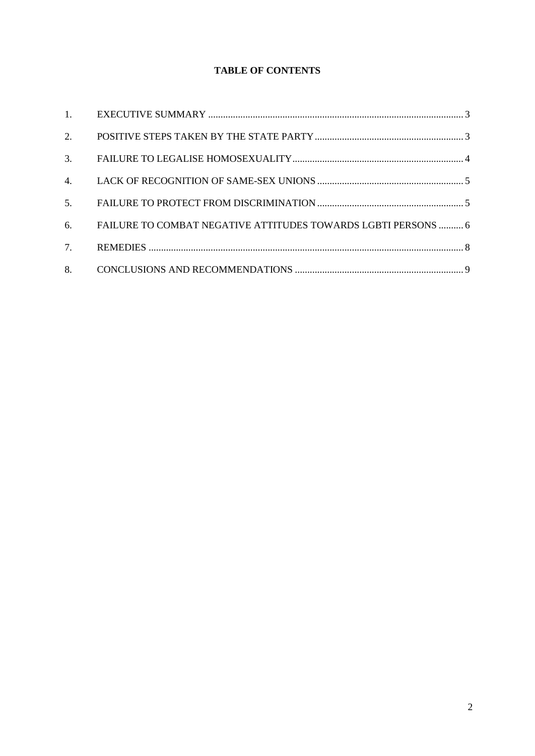**TABLE OF CONTENTS**

1. EXECUTIVE SUMMARY ... 3
2. POSITIVE STEPS TAKEN BY THE STATE PARTY ... 3
3. FAILURE TO LEGALISE HOMOSEXUALITY ... 4
4. LACK OF RECOGNITION OF SAME-SEX UNIONS ... 5
5. FAILURE TO PROTECT FROM DISCRIMINATION ... 5
6. FAILURE TO COMBAT NEGATIVE ATTITUDES TOWARDS LGBTI PERSONS ... 6
7. REMEDIES ... 8
8. CONCLUSIONS AND RECOMMENDATIONS ... 9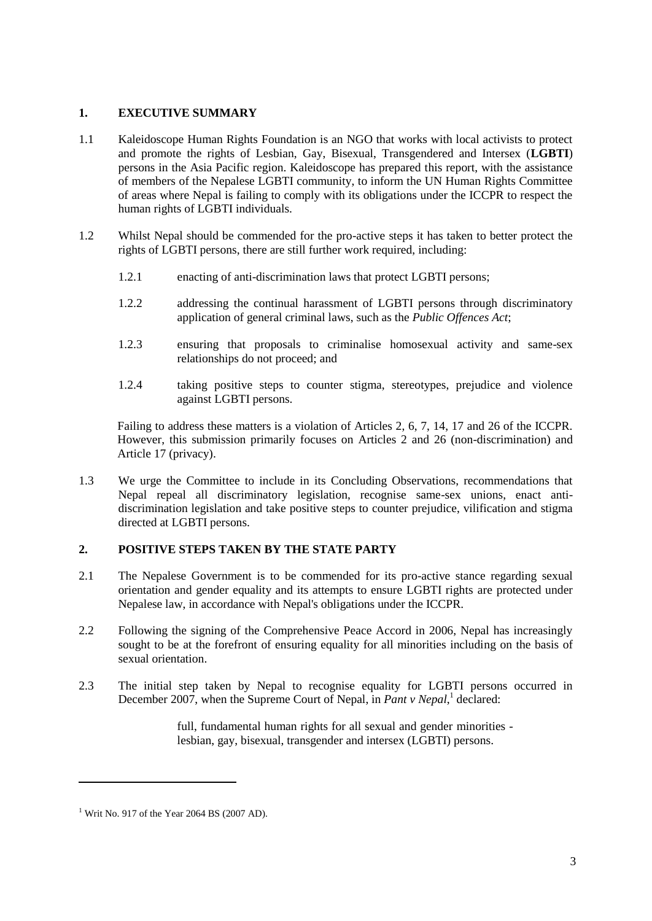## 1. EXECUTIVE SUMMARY

1.1 Kaleidoscope Human Rights Foundation is an NGO that works with local activists to protect and promote the rights of Lesbian, Gay, Bisexual, Transgendered and Intersex (**LGBTI**) persons in the Asia Pacific region. Kaleidoscope has prepared this report, with the assistance of members of the Nepalese LGBTI community, to inform the UN Human Rights Committee of areas where Nepal is failing to comply with its obligations under the ICCPR to respect the human rights of LGBTI individuals.

1.2 Whilst Nepal should be commended for the pro-active steps it has taken to better protect the rights of LGBTI persons, there are still further work required, including:

- 1.2.1 enacting of anti-discrimination laws that protect LGBTI persons;
- 1.2.2 addressing the continual harassment of LGBTI persons through discriminatory application of general criminal laws, such as the *Public Offences Act*;
- 1.2.3 ensuring that proposals to criminalise homosexual activity and same-sex relationships do not proceed; and
- 1.2.4 taking positive steps to counter stigma, stereotypes, prejudice and violence against LGBTI persons.

Failing to address these matters is a violation of Articles 2, 6, 7, 14, 17 and 26 of the ICCPR. However, this submission primarily focuses on Articles 2 and 26 (non-discrimination) and Article 17 (privacy).

1.3 We urge the Committee to include in its Concluding Observations, recommendations that Nepal repeal all discriminatory legislation, recognise same-sex unions, enact anti-discrimination legislation and take positive steps to counter prejudice, vilification and stigma directed at LGBTI persons.

## 2. POSITIVE STEPS TAKEN BY THE STATE PARTY

2.1 The Nepalese Government is to be commended for its pro-active stance regarding sexual orientation and gender equality and its attempts to ensure LGBTI rights are protected under Nepalese law, in accordance with Nepal's obligations under the ICCPR.

2.2 Following the signing of the Comprehensive Peace Accord in 2006, Nepal has increasingly sought to be at the forefront of ensuring equality for all minorities including on the basis of sexual orientation.

2.3 The initial step taken by Nepal to recognise equality for LGBTI persons occurred in December 2007, when the Supreme Court of Nepal, in *Pant v Nepal*,[1] declared:

> full, fundamental human rights for all sexual and gender minorities - lesbian, gay, bisexual, transgender and intersex (LGBTI) persons.

---

[1] Writ No. 917 of the Year 2064 BS (2007 AD).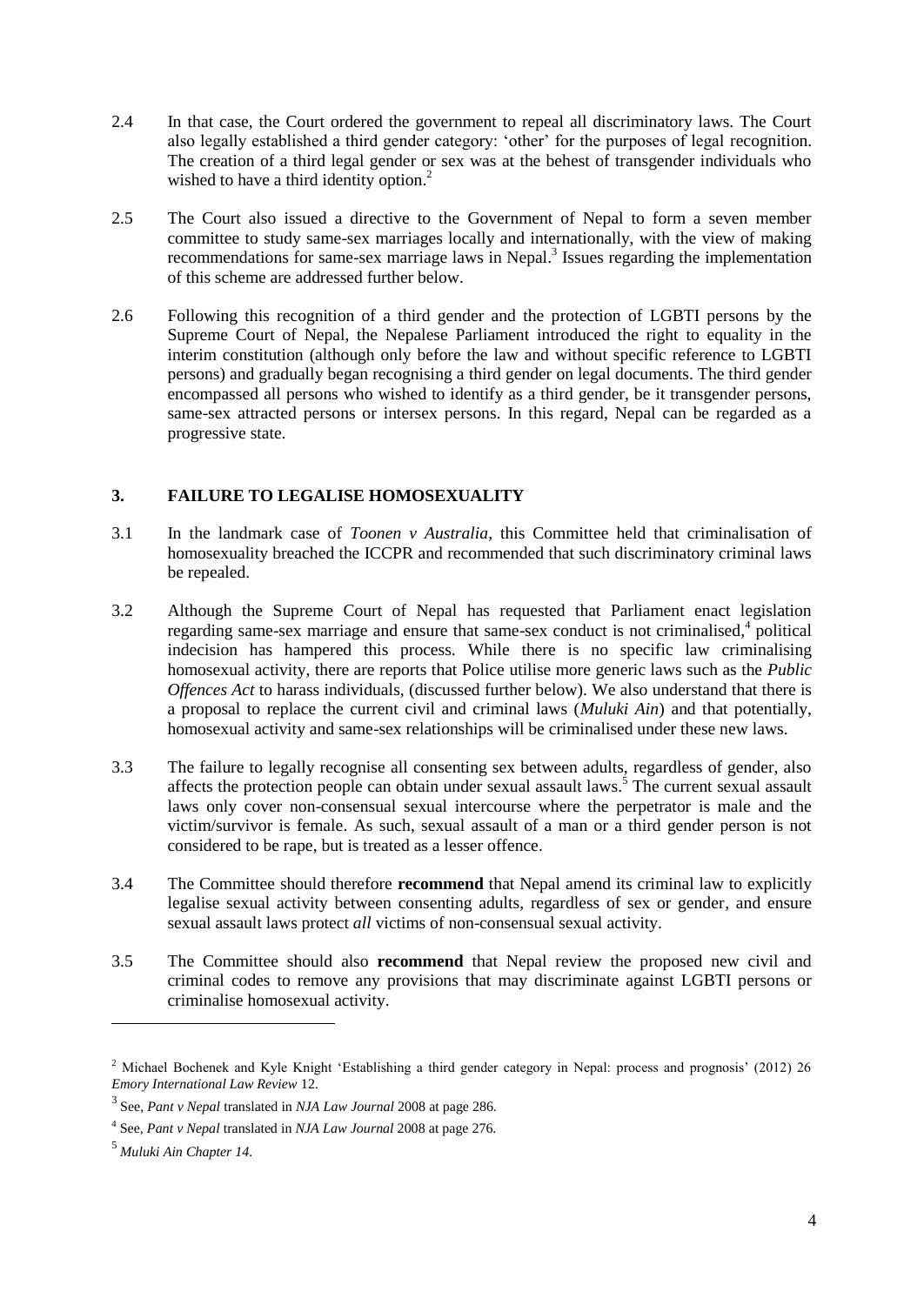2.4 In that case, the Court ordered the government to repeal all discriminatory laws. The Court also legally established a third gender category: 'other' for the purposes of legal recognition. The creation of a third legal gender or sex was at the behest of transgender individuals who wished to have a third identity option.[2]

2.5 The Court also issued a directive to the Government of Nepal to form a seven member committee to study same-sex marriages locally and internationally, with the view of making recommendations for same-sex marriage laws in Nepal.[3] Issues regarding the implementation of this scheme are addressed further below.

2.6 Following this recognition of a third gender and the protection of LGBTI persons by the Supreme Court of Nepal, the Nepalese Parliament introduced the right to equality in the interim constitution (although only before the law and without specific reference to LGBTI persons) and gradually began recognising a third gender on legal documents. The third gender encompassed all persons who wished to identify as a third gender, be it transgender persons, same-sex attracted persons or intersex persons. In this regard, Nepal can be regarded as a progressive state.

## 3. FAILURE TO LEGALISE HOMOSEXUALITY

3.1 In the landmark case of *Toonen v Australia*, this Committee held that criminalisation of homosexuality breached the ICCPR and recommended that such discriminatory criminal laws be repealed.

3.2 Although the Supreme Court of Nepal has requested that Parliament enact legislation regarding same-sex marriage and ensure that same-sex conduct is not criminalised,[4] political indecision has hampered this process. While there is no specific law criminalising homosexual activity, there are reports that Police utilise more generic laws such as the *Public Offences Act* to harass individuals, (discussed further below). We also understand that there is a proposal to replace the current civil and criminal laws (*Muluki Ain*) and that potentially, homosexual activity and same-sex relationships will be criminalised under these new laws.

3.3 The failure to legally recognise all consenting sex between adults, regardless of gender, also affects the protection people can obtain under sexual assault laws.[5] The current sexual assault laws only cover non-consensual sexual intercourse where the perpetrator is male and the victim/survivor is female. As such, sexual assault of a man or a third gender person is not considered to be rape, but is treated as a lesser offence.

3.4 The Committee should therefore **recommend** that Nepal amend its criminal law to explicitly legalise sexual activity between consenting adults, regardless of sex or gender, and ensure sexual assault laws protect *all* victims of non-consensual sexual activity.

3.5 The Committee should also **recommend** that Nepal review the proposed new civil and criminal codes to remove any provisions that may discriminate against LGBTI persons or criminalise homosexual activity.

---

[2] Michael Bochenek and Kyle Knight 'Establishing a third gender category in Nepal: process and prognosis' (2012) 26 *Emory International Law Review* 12.

[3] See, *Pant v Nepal* translated in *NJA Law Journal* 2008 at page 286.

[4] See, *Pant v Nepal* translated in *NJA Law Journal* 2008 at page 276.

[5] *Muluki Ain Chapter 14.*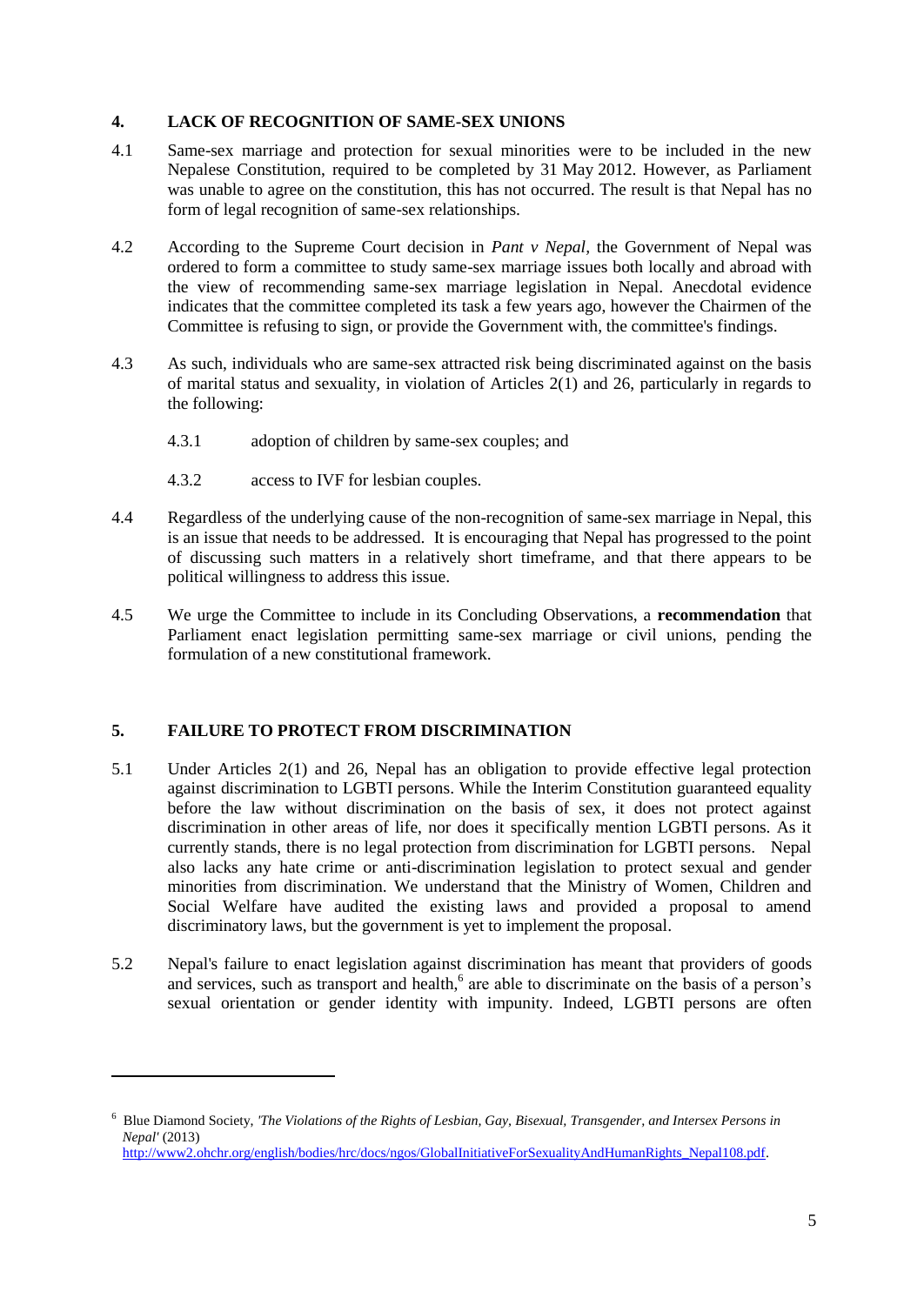## 4. LACK OF RECOGNITION OF SAME-SEX UNIONS

4.1 Same-sex marriage and protection for sexual minorities were to be included in the new Nepalese Constitution, required to be completed by 31 May 2012. However, as Parliament was unable to agree on the constitution, this has not occurred. The result is that Nepal has no form of legal recognition of same-sex relationships.

4.2 According to the Supreme Court decision in *Pant v Nepal*, the Government of Nepal was ordered to form a committee to study same-sex marriage issues both locally and abroad with the view of recommending same-sex marriage legislation in Nepal. Anecdotal evidence indicates that the committee completed its task a few years ago, however the Chairmen of the Committee is refusing to sign, or provide the Government with, the committee's findings.

4.3 As such, individuals who are same-sex attracted risk being discriminated against on the basis of marital status and sexuality, in violation of Articles 2(1) and 26, particularly in regards to the following:

4.3.1 adoption of children by same-sex couples; and

4.3.2 access to IVF for lesbian couples.

4.4 Regardless of the underlying cause of the non-recognition of same-sex marriage in Nepal, this is an issue that needs to be addressed. It is encouraging that Nepal has progressed to the point of discussing such matters in a relatively short timeframe, and that there appears to be political willingness to address this issue.

4.5 We urge the Committee to include in its Concluding Observations, a **recommendation** that Parliament enact legislation permitting same-sex marriage or civil unions, pending the formulation of a new constitutional framework.

## 5. FAILURE TO PROTECT FROM DISCRIMINATION

5.1 Under Articles 2(1) and 26, Nepal has an obligation to provide effective legal protection against discrimination to LGBTI persons. While the Interim Constitution guaranteed equality before the law without discrimination on the basis of sex, it does not protect against discrimination in other areas of life, nor does it specifically mention LGBTI persons. As it currently stands, there is no legal protection from discrimination for LGBTI persons. Nepal also lacks any hate crime or anti-discrimination legislation to protect sexual and gender minorities from discrimination. We understand that the Ministry of Women, Children and Social Welfare have audited the existing laws and provided a proposal to amend discriminatory laws, but the government is yet to implement the proposal.

5.2 Nepal's failure to enact legislation against discrimination has meant that providers of goods and services, such as transport and health,[6] are able to discriminate on the basis of a person's sexual orientation or gender identity with impunity. Indeed, LGBTI persons are often

---

[6] Blue Diamond Society, *'The Violations of the Rights of Lesbian, Gay, Bisexual, Transgender, and Intersex Persons in Nepal'* (2013) http://www2.ohchr.org/english/bodies/hrc/docs/ngos/GlobalInitiativeForSexualityAndHumanRights_Nepal108.pdf.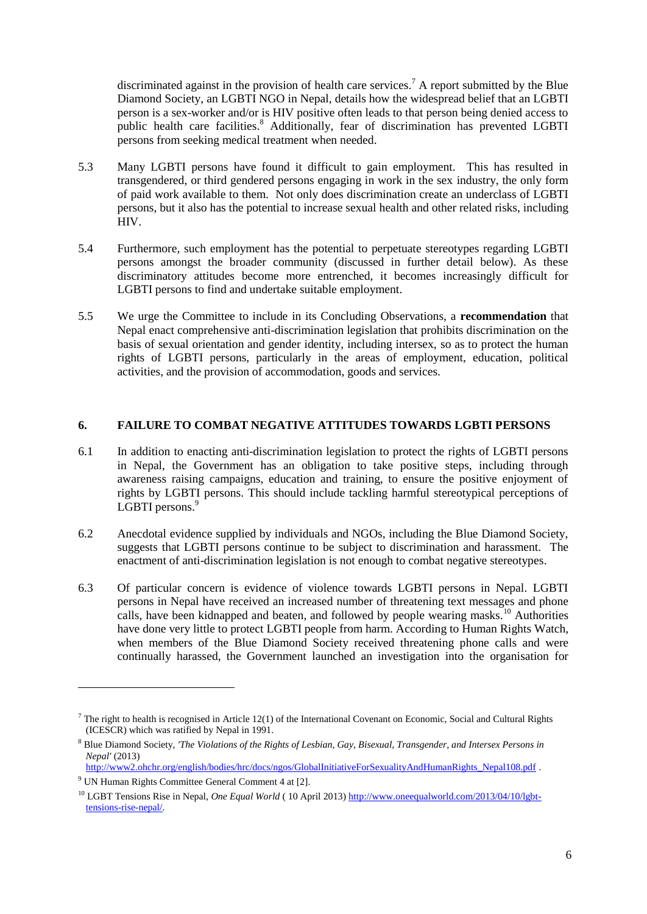discriminated against in the provision of health care services.[7] A report submitted by the Blue Diamond Society, an LGBTI NGO in Nepal, details how the widespread belief that an LGBTI person is a sex-worker and/or is HIV positive often leads to that person being denied access to public health care facilities.[8] Additionally, fear of discrimination has prevented LGBTI persons from seeking medical treatment when needed.

5.3 Many LGBTI persons have found it difficult to gain employment. This has resulted in transgendered, or third gendered persons engaging in work in the sex industry, the only form of paid work available to them. Not only does discrimination create an underclass of LGBTI persons, but it also has the potential to increase sexual health and other related risks, including HIV.

5.4 Furthermore, such employment has the potential to perpetuate stereotypes regarding LGBTI persons amongst the broader community (discussed in further detail below). As these discriminatory attitudes become more entrenched, it becomes increasingly difficult for LGBTI persons to find and undertake suitable employment.

5.5 We urge the Committee to include in its Concluding Observations, a **recommendation** that Nepal enact comprehensive anti-discrimination legislation that prohibits discrimination on the basis of sexual orientation and gender identity, including intersex, so as to protect the human rights of LGBTI persons, particularly in the areas of employment, education, political activities, and the provision of accommodation, goods and services.

## 6. FAILURE TO COMBAT NEGATIVE ATTITUDES TOWARDS LGBTI PERSONS

6.1 In addition to enacting anti-discrimination legislation to protect the rights of LGBTI persons in Nepal, the Government has an obligation to take positive steps, including through awareness raising campaigns, education and training, to ensure the positive enjoyment of rights by LGBTI persons. This should include tackling harmful stereotypical perceptions of LGBTI persons.[9]

6.2 Anecdotal evidence supplied by individuals and NGOs, including the Blue Diamond Society, suggests that LGBTI persons continue to be subject to discrimination and harassment. The enactment of anti-discrimination legislation is not enough to combat negative stereotypes.

6.3 Of particular concern is evidence of violence towards LGBTI persons in Nepal. LGBTI persons in Nepal have received an increased number of threatening text messages and phone calls, have been kidnapped and beaten, and followed by people wearing masks.[10] Authorities have done very little to protect LGBTI people from harm. According to Human Rights Watch, when members of the Blue Diamond Society received threatening phone calls and were continually harassed, the Government launched an investigation into the organisation for

---

[7] The right to health is recognised in Article 12(1) of the International Covenant on Economic, Social and Cultural Rights (ICESCR) which was ratified by Nepal in 1991.

[8] Blue Diamond Society, *'The Violations of the Rights of Lesbian, Gay, Bisexual, Transgender, and Intersex Persons in Nepal'* (2013) http://www2.ohchr.org/english/bodies/hrc/docs/ngos/GlobalInitiativeForSexualityAndHumanRights_Nepal108.pdf .

[9] UN Human Rights Committee General Comment 4 at [2].

[10] LGBT Tensions Rise in Nepal, *One Equal World* ( 10 April 2013) http://www.oneequalworld.com/2013/04/10/lgbt-tensions-rise-nepal/.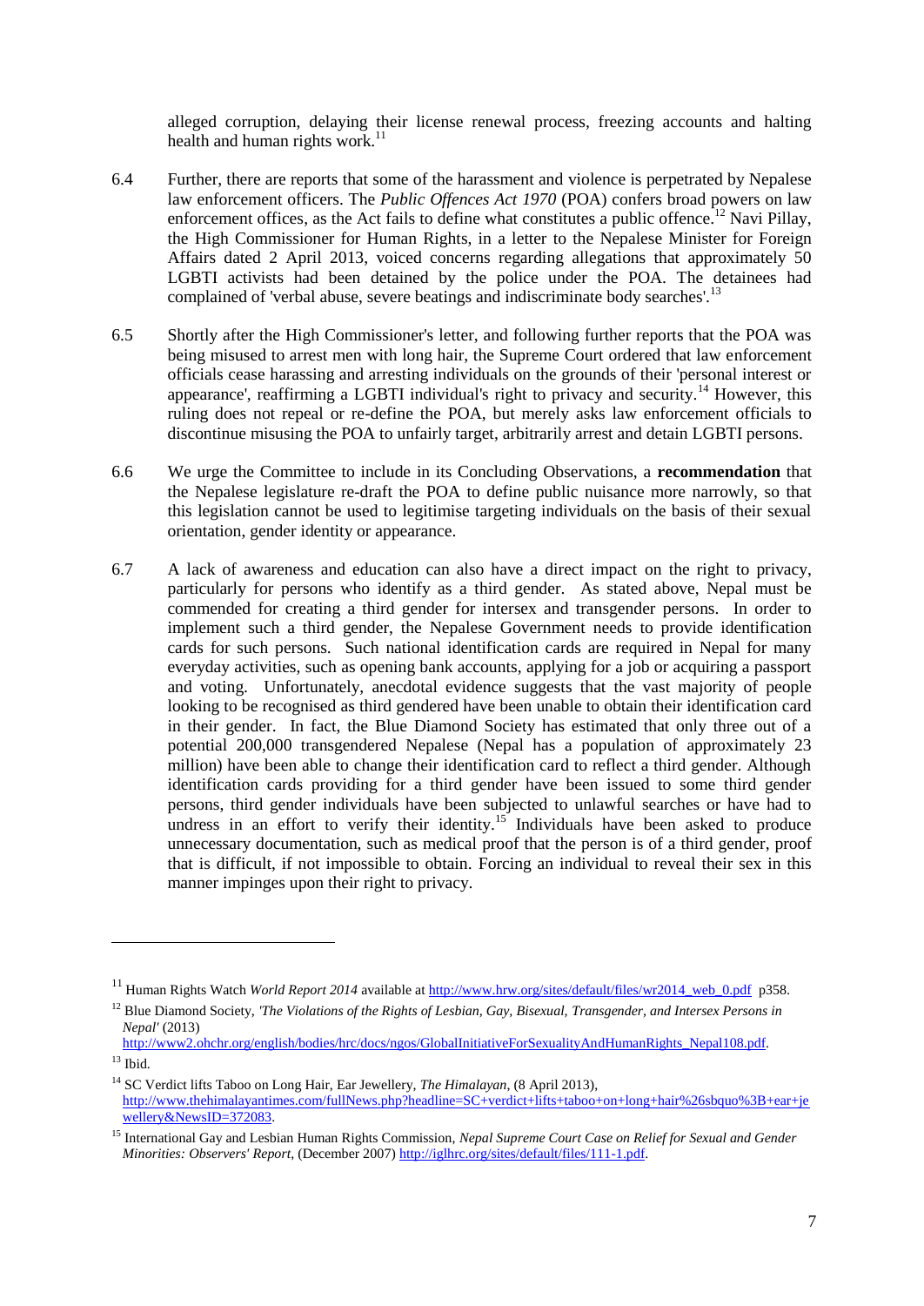alleged corruption, delaying their license renewal process, freezing accounts and halting health and human rights work.[11]

6.4 Further, there are reports that some of the harassment and violence is perpetrated by Nepalese law enforcement officers. The *Public Offences Act 1970* (POA) confers broad powers on law enforcement offices, as the Act fails to define what constitutes a public offence.[12] Navi Pillay, the High Commissioner for Human Rights, in a letter to the Nepalese Minister for Foreign Affairs dated 2 April 2013, voiced concerns regarding allegations that approximately 50 LGBTI activists had been detained by the police under the POA. The detainees had complained of 'verbal abuse, severe beatings and indiscriminate body searches'.[13]

6.5 Shortly after the High Commissioner's letter, and following further reports that the POA was being misused to arrest men with long hair, the Supreme Court ordered that law enforcement officials cease harassing and arresting individuals on the grounds of their 'personal interest or appearance', reaffirming a LGBTI individual's right to privacy and security.[14] However, this ruling does not repeal or re-define the POA, but merely asks law enforcement officials to discontinue misusing the POA to unfairly target, arbitrarily arrest and detain LGBTI persons.

6.6 We urge the Committee to include in its Concluding Observations, a **recommendation** that the Nepalese legislature re-draft the POA to define public nuisance more narrowly, so that this legislation cannot be used to legitimise targeting individuals on the basis of their sexual orientation, gender identity or appearance.

6.7 A lack of awareness and education can also have a direct impact on the right to privacy, particularly for persons who identify as a third gender. As stated above, Nepal must be commended for creating a third gender for intersex and transgender persons. In order to implement such a third gender, the Nepalese Government needs to provide identification cards for such persons. Such national identification cards are required in Nepal for many everyday activities, such as opening bank accounts, applying for a job or acquiring a passport and voting. Unfortunately, anecdotal evidence suggests that the vast majority of people looking to be recognised as third gendered have been unable to obtain their identification card in their gender. In fact, the Blue Diamond Society has estimated that only three out of a potential 200,000 transgendered Nepalese (Nepal has a population of approximately 23 million) have been able to change their identification card to reflect a third gender. Although identification cards providing for a third gender have been issued to some third gender persons, third gender individuals have been subjected to unlawful searches or have had to undress in an effort to verify their identity.[15] Individuals have been asked to produce unnecessary documentation, such as medical proof that the person is of a third gender, proof that is difficult, if not impossible to obtain. Forcing an individual to reveal their sex in this manner impinges upon their right to privacy.

---

[11] Human Rights Watch *World Report 2014* available at http://www.hrw.org/sites/default/files/wr2014_web_0.pdf p358.

[12] Blue Diamond Society, *'The Violations of the Rights of Lesbian, Gay, Bisexual, Transgender, and Intersex Persons in Nepal'* (2013) http://www2.ohchr.org/english/bodies/hrc/docs/ngos/GlobalInitiativeForSexualityAndHumanRights_Nepal108.pdf.

[13] Ibid.

[14] SC Verdict lifts Taboo on Long Hair, Ear Jewellery, *The Himalayan*, (8 April 2013), http://www.thehimalayantimes.com/fullNews.php?headline=SC+verdict+lifts+taboo+on+long+hair%26sbquo%3B+ear+jewellery&NewsID=372083.

[15] International Gay and Lesbian Human Rights Commission, *Nepal Supreme Court Case on Relief for Sexual and Gender Minorities: Observers' Report*, (December 2007) http://iglhrc.org/sites/default/files/111-1.pdf.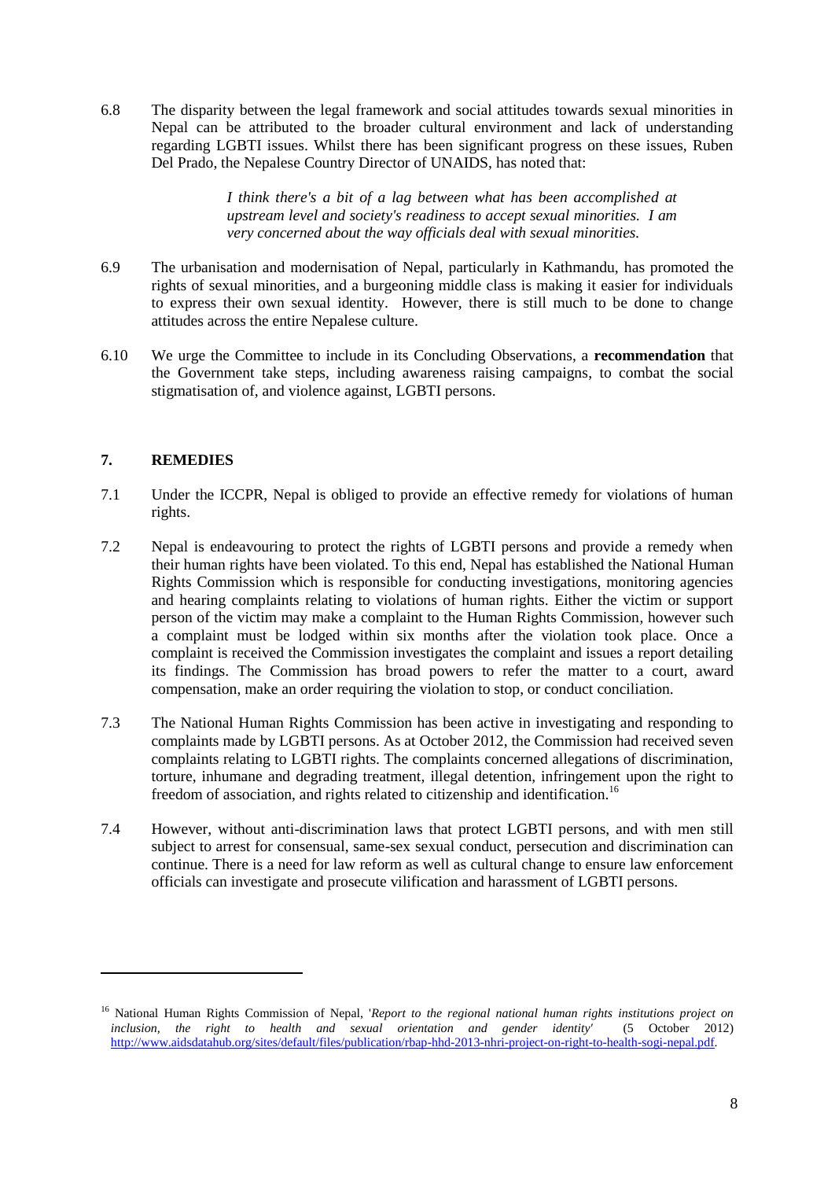6.8 The disparity between the legal framework and social attitudes towards sexual minorities in Nepal can be attributed to the broader cultural environment and lack of understanding regarding LGBTI issues. Whilst there has been significant progress on these issues, Ruben Del Prado, the Nepalese Country Director of UNAIDS, has noted that:

> *I think there's a bit of a lag between what has been accomplished at upstream level and society's readiness to accept sexual minorities. I am very concerned about the way officials deal with sexual minorities.*

6.9 The urbanisation and modernisation of Nepal, particularly in Kathmandu, has promoted the rights of sexual minorities, and a burgeoning middle class is making it easier for individuals to express their own sexual identity. However, there is still much to be done to change attitudes across the entire Nepalese culture.

6.10 We urge the Committee to include in its Concluding Observations, a **recommendation** that the Government take steps, including awareness raising campaigns, to combat the social stigmatisation of, and violence against, LGBTI persons.

## 7. REMEDIES

7.1 Under the ICCPR, Nepal is obliged to provide an effective remedy for violations of human rights.

7.2 Nepal is endeavouring to protect the rights of LGBTI persons and provide a remedy when their human rights have been violated. To this end, Nepal has established the National Human Rights Commission which is responsible for conducting investigations, monitoring agencies and hearing complaints relating to violations of human rights. Either the victim or support person of the victim may make a complaint to the Human Rights Commission, however such a complaint must be lodged within six months after the violation took place. Once a complaint is received the Commission investigates the complaint and issues a report detailing its findings. The Commission has broad powers to refer the matter to a court, award compensation, make an order requiring the violation to stop, or conduct conciliation.

7.3 The National Human Rights Commission has been active in investigating and responding to complaints made by LGBTI persons. As at October 2012, the Commission had received seven complaints relating to LGBTI rights. The complaints concerned allegations of discrimination, torture, inhumane and degrading treatment, illegal detention, infringement upon the right to freedom of association, and rights related to citizenship and identification.[16]

7.4 However, without anti-discrimination laws that protect LGBTI persons, and with men still subject to arrest for consensual, same-sex sexual conduct, persecution and discrimination can continue. There is a need for law reform as well as cultural change to ensure law enforcement officials can investigate and prosecute vilification and harassment of LGBTI persons.

---

[16] National Human Rights Commission of Nepal, '*Report to the regional national human rights institutions project on inclusion, the right to health and sexual orientation and gender identity*' (5 October 2012) http://www.aidsdatahub.org/sites/default/files/publication/rbap-hhd-2013-nhri-project-on-right-to-health-sogi-nepal.pdf.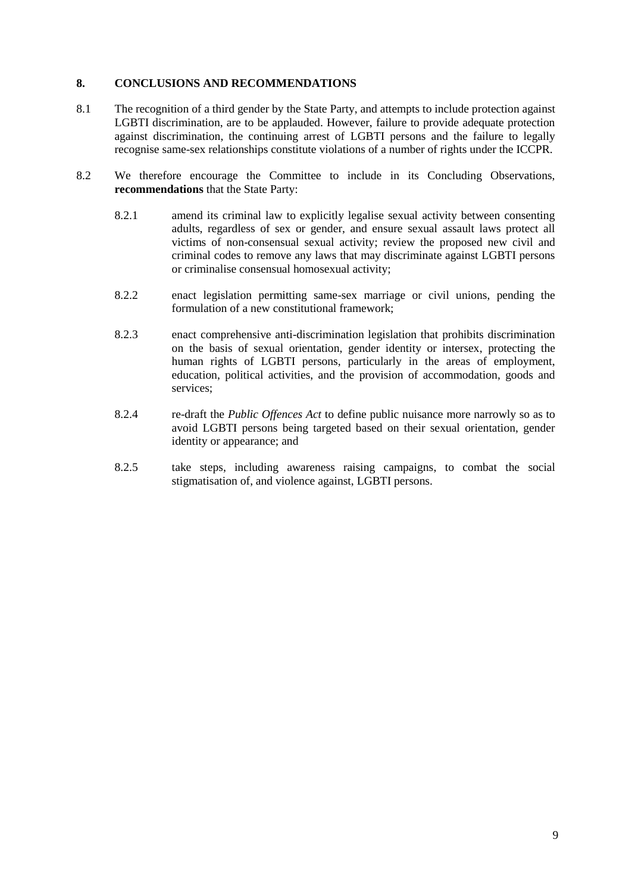## 8. CONCLUSIONS AND RECOMMENDATIONS

8.1 The recognition of a third gender by the State Party, and attempts to include protection against LGBTI discrimination, are to be applauded. However, failure to provide adequate protection against discrimination, the continuing arrest of LGBTI persons and the failure to legally recognise same-sex relationships constitute violations of a number of rights under the ICCPR.

8.2 We therefore encourage the Committee to include in its Concluding Observations, **recommendations** that the State Party:

8.2.1 amend its criminal law to explicitly legalise sexual activity between consenting adults, regardless of sex or gender, and ensure sexual assault laws protect all victims of non-consensual sexual activity; review the proposed new civil and criminal codes to remove any laws that may discriminate against LGBTI persons or criminalise consensual homosexual activity;

8.2.2 enact legislation permitting same-sex marriage or civil unions, pending the formulation of a new constitutional framework;

8.2.3 enact comprehensive anti-discrimination legislation that prohibits discrimination on the basis of sexual orientation, gender identity or intersex, protecting the human rights of LGBTI persons, particularly in the areas of employment, education, political activities, and the provision of accommodation, goods and services;

8.2.4 re-draft the *Public Offences Act* to define public nuisance more narrowly so as to avoid LGBTI persons being targeted based on their sexual orientation, gender identity or appearance; and

8.2.5 take steps, including awareness raising campaigns, to combat the social stigmatisation of, and violence against, LGBTI persons.